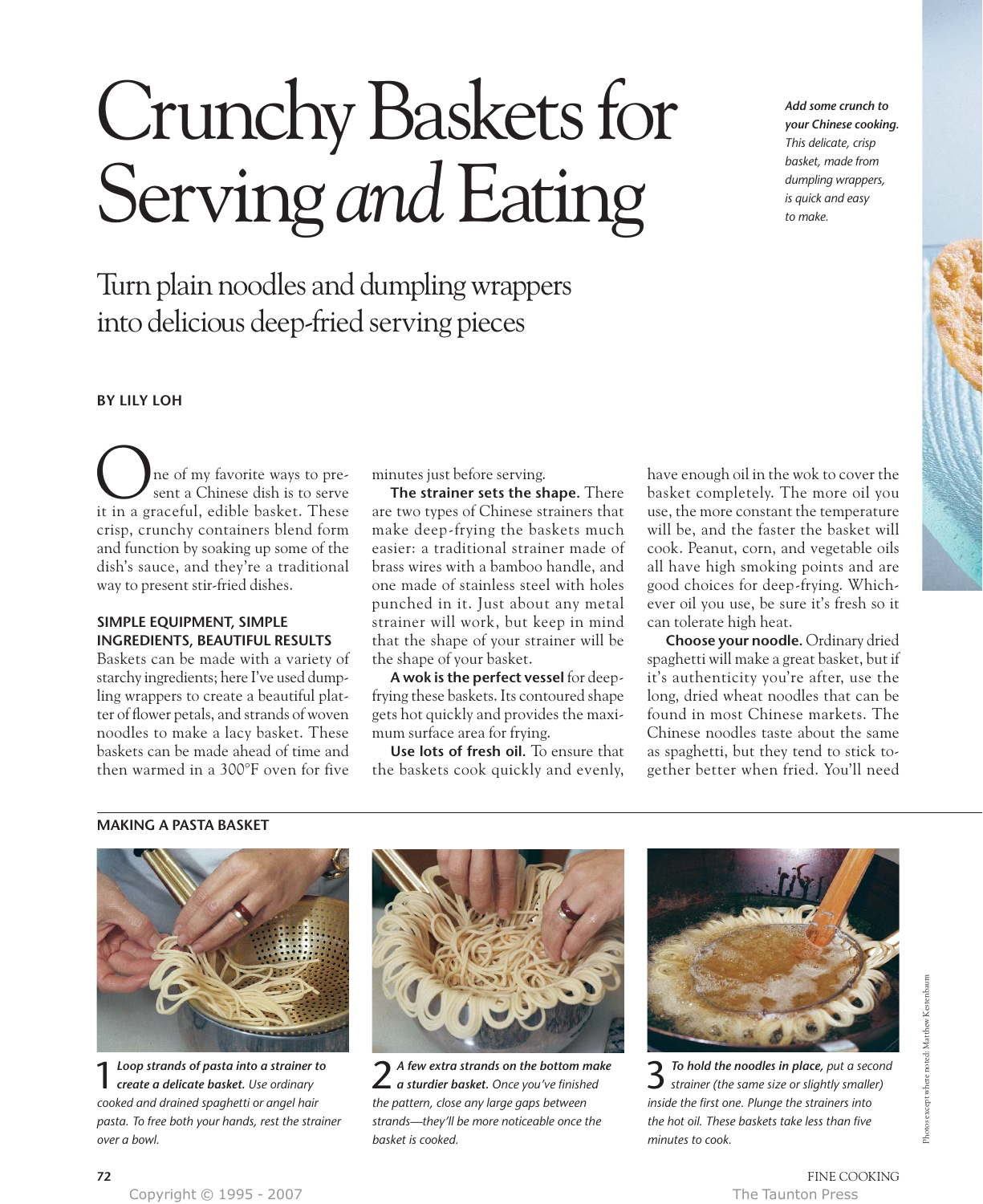# Crunchy Baskets for Serving *and* Eating

*Add some crunch to your Chinese cooking. This delicate, crisp basket, made from dumpling wrappers, is quick and easy to make.*

## Turn plain noodles and dumpling wrappers into delicious deep-fried serving pieces

**BY LILY LOH**

One of my favorite ways to present a Chinese dish is to serve it in a graceful, edible basket. These crisp, crunchy containers blend form and function by soaking up some of the dish's sauce, and they're a traditional way to present stir-fried dishes.

### SIMPLE EQUIPMENT, SIMPLE INGREDIENTS, BEAUTIFUL RESULTS

Baskets can be made with a variety of starchy ingredients; here I've used dumpling wrappers to create a beautiful platter of flower petals, and strands of woven noodles to make a lacy basket. These baskets can be made ahead of time and then warmed in a 300°F oven for five minutes just before serving.

**The strainer sets the shape.** There are two types of Chinese strainers that make deep-frying the baskets much easier: a traditional strainer made of brass wires with a bamboo handle, and one made of stainless steel with holes punched in it. Just about any metal strainer will work, but keep in mind that the shape of your strainer will be the shape of your basket.

**A wok is the perfect vessel** for deep-frying these baskets. Its contoured shape gets hot quickly and provides the maximum surface area for frying.

**Use lots of fresh oil.** To ensure that the baskets cook quickly and evenly, have enough oil in the wok to cover the basket completely. The more oil you use, the more constant the temperature will be, and the faster the basket will cook. Peanut, corn, and vegetable oils all have high smoking points and are good choices for deep-frying. Whichever oil you use, be sure it's fresh so it can tolerate high heat.

**Choose your noodle.** Ordinary dried spaghetti will make a great basket, but if it's authenticity you're after, use the long, dried wheat noodles that can be found in most Chinese markets. The Chinese noodles taste about the same as spaghetti, but they tend to stick together better when fried. You'll need

### MAKING A PASTA BASKET

1 ***Loop strands of pasta into a strainer to create a delicate basket.*** *Use ordinary cooked and drained spaghetti or angel hair pasta. To free both your hands, rest the strainer over a bowl.*

2 ***A few extra strands on the bottom make a sturdier basket.*** *Once you've finished the pattern, close any large gaps between strands—they'll be more noticeable once the basket is cooked.*

3 ***To hold the noodles in place,*** *put a second strainer (the same size or slightly smaller) inside the first one. Plunge the strainers into the hot oil. These baskets take less than five minutes to cook.*

Photos except where noted: Matthew Kestenbaum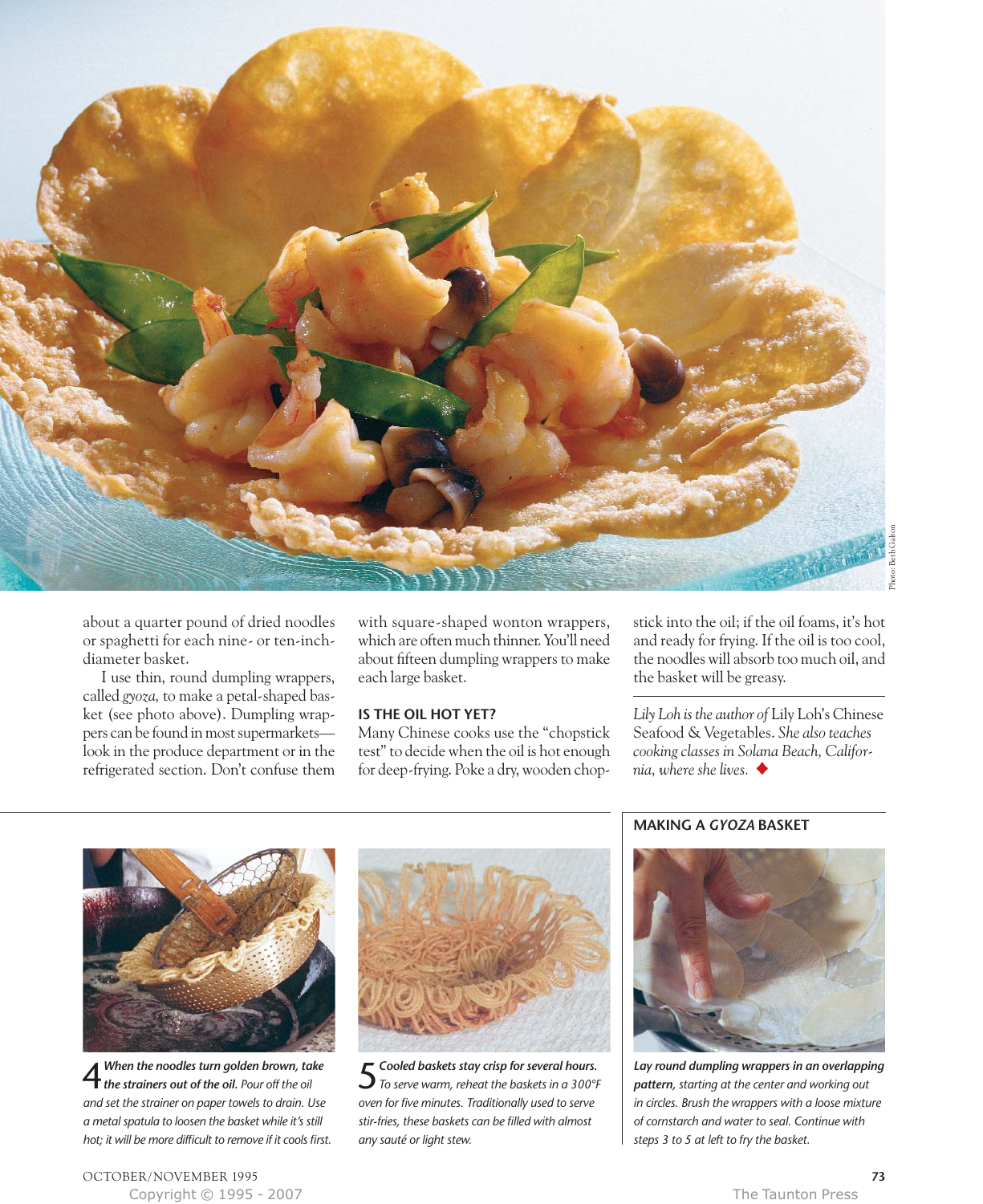about a quarter pound of dried noodles or spaghetti for each nine- or ten-inch-diameter basket.

I use thin, round dumpling wrappers, called *gyoza,* to make a petal-shaped basket (see photo above). Dumpling wrappers can be found in most supermarkets—look in the produce department or in the refrigerated section. Don't confuse them with square-shaped wonton wrappers, which are often much thinner. You'll need about fifteen dumpling wrappers to make each large basket.

### IS THE OIL HOT YET?

Many Chinese cooks use the "chopstick test" to decide when the oil is hot enough for deep-frying. Poke a dry, wooden chopstick into the oil; if the oil foams, it's hot and ready for frying. If the oil is too cool, the noodles will absorb too much oil, and the basket will be greasy.

*Lily Loh is the author of* Lily Loh's Chinese Seafood & Vegetables. *She also teaches cooking classes in Solana Beach, California, where she lives.* ◆

**4 When the noodles turn golden brown, take the strainers out of the oil.** *Pour off the oil and set the strainer on paper towels to drain. Use a metal spatula to loosen the basket while it's still hot; it will be more difficult to remove if it cools first.*

**5 Cooled baskets stay crisp for several hours.** *To serve warm, reheat the baskets in a 300°F oven for five minutes. Traditionally used to serve stir-fries, these baskets can be filled with almost any sauté or light stew.*

### MAKING A *GYOZA* BASKET

**Lay round dumpling wrappers in an overlapping pattern,** *starting at the center and working out in circles. Brush the wrappers with a loose mixture of cornstarch and water to seal. Continue with steps 3 to 5 at left to fry the basket.*